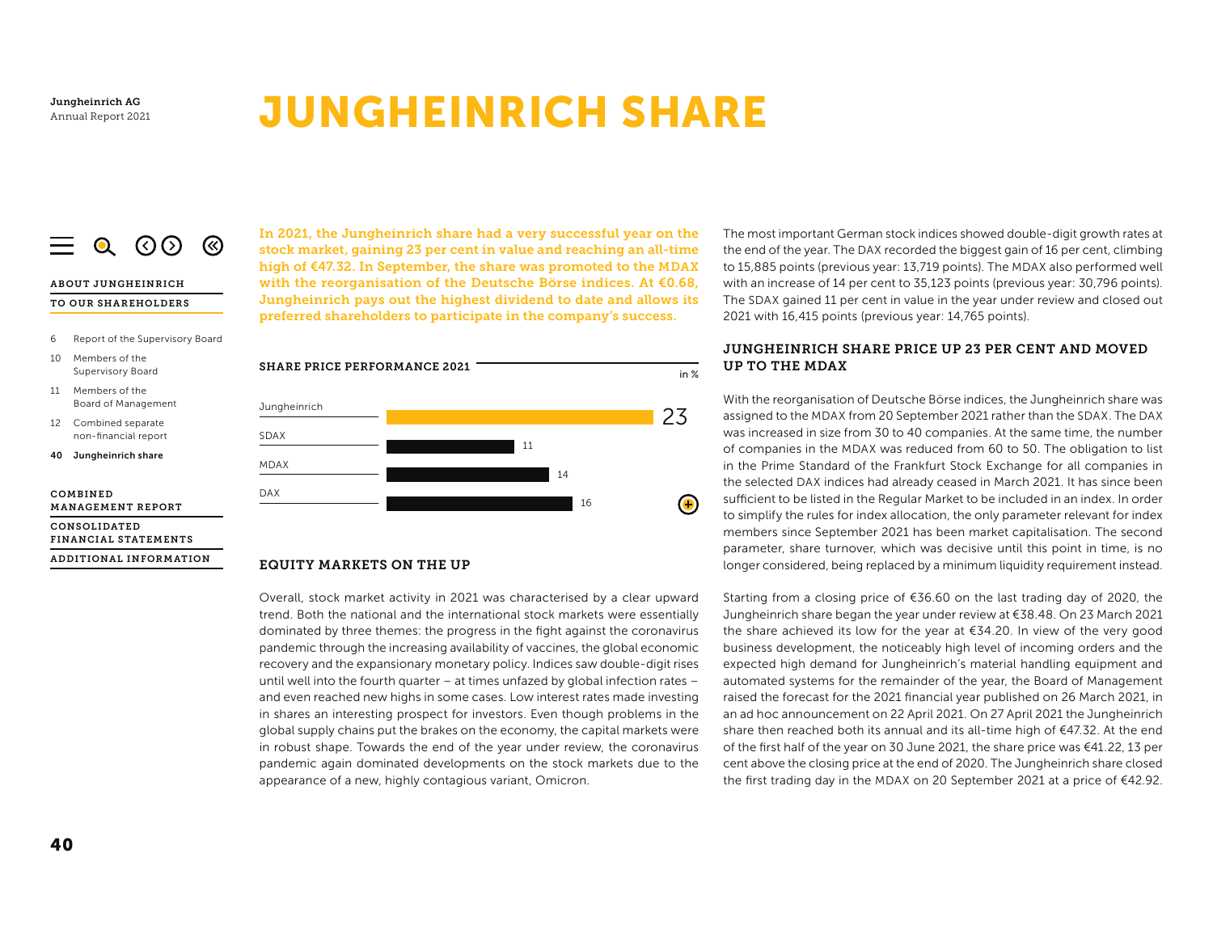# JUNGHEINRICH SHARE

**In 2021, the Jungheinrich share had a very successful year on the stock market, gaining 23 per cent in value and reaching an all-time high of €47.32. In September, the share was promoted to the MDAX with the reorganisation of the Deutsche Börse indices. At €0.68, Jungheinrich pays out the highest dividend to date and allows its preferred shareholders to participate in the company's success.**

**SHARE PRICE PERFORMANCE 2021**

| | in % |
|---|---|
| Jungheinrich | 23 |
| SDAX | 11 |
| MDAX | 14 |
| DAX | 16 |

## EQUITY MARKETS ON THE UP

Overall, stock market activity in 2021 was characterised by a clear upward trend. Both the national and the international stock markets were essentially dominated by three themes: the progress in the fight against the coronavirus pandemic through the increasing availability of vaccines, the global economic recovery and the expansionary monetary policy. Indices saw double-digit rises until well into the fourth quarter – at times unfazed by global infection rates – and even reached new highs in some cases. Low interest rates made investing in shares an interesting prospect for investors. Even though problems in the global supply chains put the brakes on the economy, the capital markets were in robust shape. Towards the end of the year under review, the coronavirus pandemic again dominated developments on the stock markets due to the appearance of a new, highly contagious variant, Omicron.

The most important German stock indices showed double-digit growth rates at the end of the year. The DAX recorded the biggest gain of 16 per cent, climbing to 15,885 points (previous year: 13,719 points). The MDAX also performed well with an increase of 14 per cent to 35,123 points (previous year: 30,796 points). The SDAX gained 11 per cent in value in the year under review and closed out 2021 with 16,415 points (previous year: 14,765 points).

## JUNGHEINRICH SHARE PRICE UP 23 PER CENT AND MOVED UP TO THE MDAX

With the reorganisation of Deutsche Börse indices, the Jungheinrich share was assigned to the MDAX from 20 September 2021 rather than the SDAX. The DAX was increased in size from 30 to 40 companies. At the same time, the number of companies in the MDAX was reduced from 60 to 50. The obligation to list in the Prime Standard of the Frankfurt Stock Exchange for all companies in the selected DAX indices had already ceased in March 2021. It has since been sufficient to be listed in the Regular Market to be included in an index. In order to simplify the rules for index allocation, the only parameter relevant for index members since September 2021 has been market capitalisation. The second parameter, share turnover, which was decisive until this point in time, is no longer considered, being replaced by a minimum liquidity requirement instead.

Starting from a closing price of €36.60 on the last trading day of 2020, the Jungheinrich share began the year under review at €38.48. On 23 March 2021 the share achieved its low for the year at €34.20. In view of the very good business development, the noticeably high level of incoming orders and the expected high demand for Jungheinrich's material handling equipment and automated systems for the remainder of the year, the Board of Management raised the forecast for the 2021 financial year published on 26 March 2021, in an ad hoc announcement on 22 April 2021. On 27 April 2021 the Jungheinrich share then reached both its annual and its all-time high of €47.32. At the end of the first half of the year on 30 June 2021, the share price was €41.22, 13 per cent above the closing price at the end of 2020. The Jungheinrich share closed the first trading day in the MDAX on 20 September 2021 at a price of €42.92.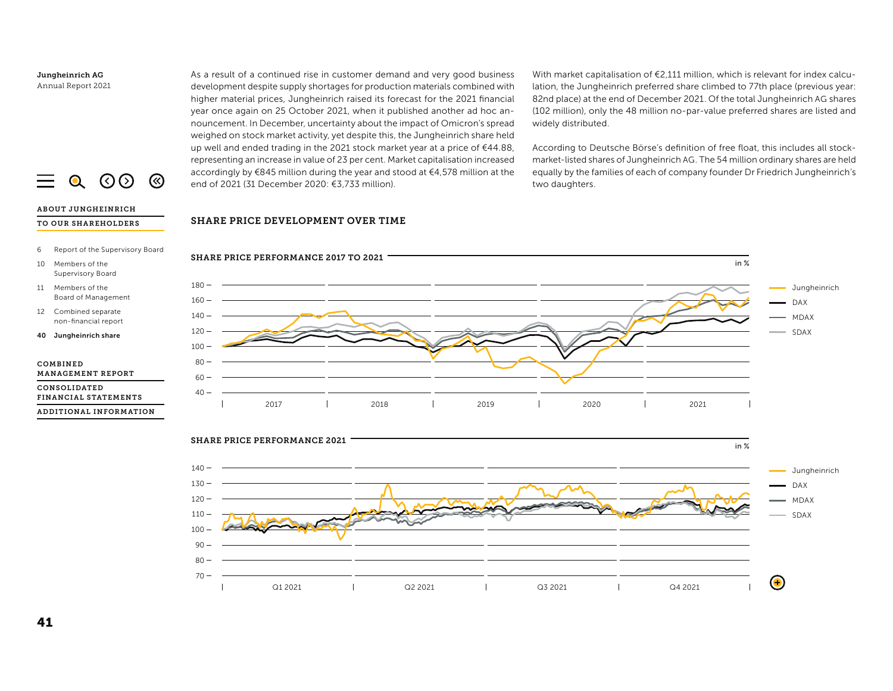As a result of a continued rise in customer demand and very good business development despite supply shortages for production materials combined with higher material prices, Jungheinrich raised its forecast for the 2021 financial year once again on 25 October 2021, when it published another ad hoc announcement. In December, uncertainty about the impact of Omicron's spread weighed on stock market activity, yet despite this, the Jungheinrich share held up well and ended trading in the 2021 stock market year at a price of €44.88, representing an increase in value of 23 per cent. Market capitalisation increased accordingly by €845 million during the year and stood at €4,578 million at the end of 2021 (31 December 2020: €3,733 million).

With market capitalisation of €2,111 million, which is relevant for index calculation, the Jungheinrich preferred share climbed to 77th place (previous year: 82nd place) at the end of December 2021. Of the total Jungheinrich AG shares (102 million), only the 48 million no-par-value preferred shares are listed and widely distributed.

According to Deutsche Börse's definition of free float, this includes all stock-market-listed shares of Jungheinrich AG. The 54 million ordinary shares are held equally by the families of each of company founder Dr Friedrich Jungheinrich's two daughters.

## SHARE PRICE DEVELOPMENT OVER TIME

### SHARE PRICE PERFORMANCE 2017 TO 2021

in %

Legend: Jungheinrich, DAX, MDAX, SDAX

### SHARE PRICE PERFORMANCE 2021

in %

Legend: Jungheinrich, DAX, MDAX, SDAX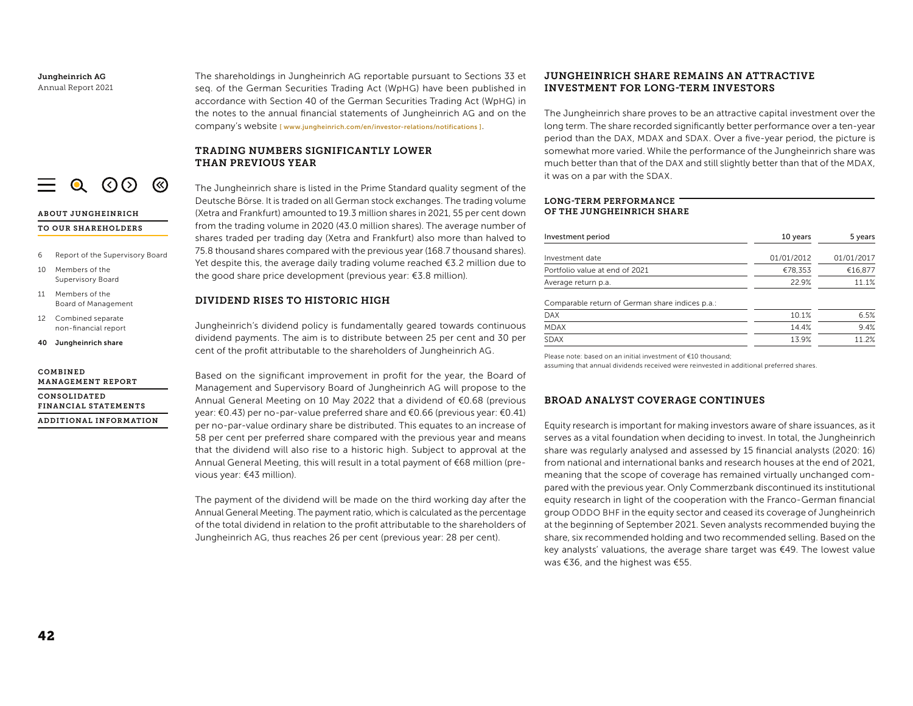The shareholdings in Jungheinrich AG reportable pursuant to Sections 33 et seq. of the German Securities Trading Act (WpHG) have been published in accordance with Section 40 of the German Securities Trading Act (WpHG) in the notes to the annual financial statements of Jungheinrich AG and on the company's website [ www.jungheinrich.com/en/investor-relations/notifications ].

## TRADING NUMBERS SIGNIFICANTLY LOWER THAN PREVIOUS YEAR

The Jungheinrich share is listed in the Prime Standard quality segment of the Deutsche Börse. It is traded on all German stock exchanges. The trading volume (Xetra and Frankfurt) amounted to 19.3 million shares in 2021, 55 per cent down from the trading volume in 2020 (43.0 million shares). The average number of shares traded per trading day (Xetra and Frankfurt) also more than halved to 75.8 thousand shares compared with the previous year (168.7 thousand shares). Yet despite this, the average daily trading volume reached €3.2 million due to the good share price development (previous year: €3.8 million).

## DIVIDEND RISES TO HISTORIC HIGH

Jungheinrich's dividend policy is fundamentally geared towards continuous dividend payments. The aim is to distribute between 25 per cent and 30 per cent of the profit attributable to the shareholders of Jungheinrich AG.

Based on the significant improvement in profit for the year, the Board of Management and Supervisory Board of Jungheinrich AG will propose to the Annual General Meeting on 10 May 2022 that a dividend of €0.68 (previous year: €0.43) per no-par-value preferred share and €0.66 (previous year: €0.41) per no-par-value ordinary share be distributed. This equates to an increase of 58 per cent per preferred share compared with the previous year and means that the dividend will also rise to a historic high. Subject to approval at the Annual General Meeting, this will result in a total payment of €68 million (previous year: €43 million).

The payment of the dividend will be made on the third working day after the Annual General Meeting. The payment ratio, which is calculated as the percentage of the total dividend in relation to the profit attributable to the shareholders of Jungheinrich AG, thus reaches 26 per cent (previous year: 28 per cent).

## JUNGHEINRICH SHARE REMAINS AN ATTRACTIVE INVESTMENT FOR LONG-TERM INVESTORS

The Jungheinrich share proves to be an attractive capital investment over the long term. The share recorded significantly better performance over a ten-year period than the DAX, MDAX and SDAX. Over a five-year period, the picture is somewhat more varied. While the performance of the Jungheinrich share was much better than that of the DAX and still slightly better than that of the MDAX, it was on a par with the SDAX.

### LONG-TERM PERFORMANCE OF THE JUNGHEINRICH SHARE

| Investment period | 10 years | 5 years |
|---|---|---|
| Investment date | 01/01/2012 | 01/01/2017 |
| Portfolio value at end of 2021 | €78,353 | €16,877 |
| Average return p.a. | 22.9% | 11.1% |
| Comparable return of German share indices p.a.: | | |
| DAX | 10.1% | 6.5% |
| MDAX | 14.4% | 9.4% |
| SDAX | 13.9% | 11.2% |

Please note: based on an initial investment of €10 thousand; assuming that annual dividends received were reinvested in additional preferred shares.

## BROAD ANALYST COVERAGE CONTINUES

Equity research is important for making investors aware of share issuances, as it serves as a vital foundation when deciding to invest. In total, the Jungheinrich share was regularly analysed and assessed by 15 financial analysts (2020: 16) from national and international banks and research houses at the end of 2021, meaning that the scope of coverage has remained virtually unchanged compared with the previous year. Only Commerzbank discontinued its institutional equity research in light of the cooperation with the Franco-German financial group ODDO BHF in the equity sector and ceased its coverage of Jungheinrich at the beginning of September 2021. Seven analysts recommended buying the share, six recommended holding and two recommended selling. Based on the key analysts' valuations, the average share target was €49. The lowest value was €36, and the highest was €55.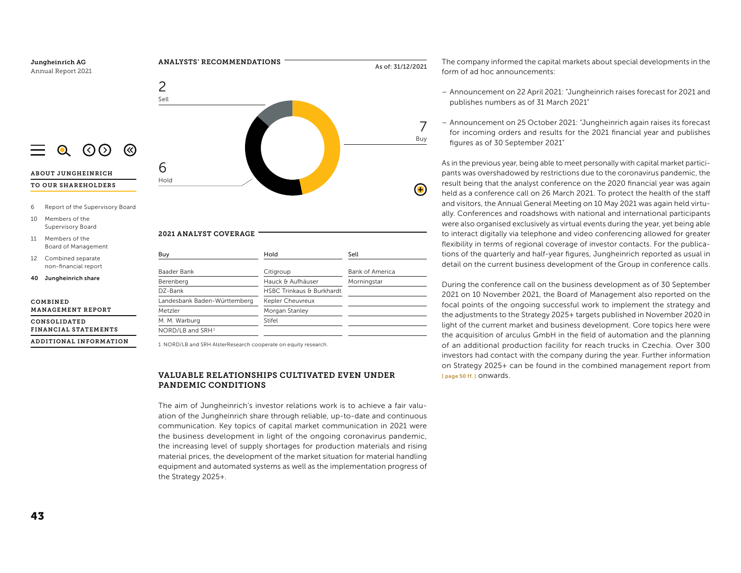## ANALYSTS' RECOMMENDATIONS

As of: 31/12/2021

2 Sell

7 Buy

6 Hold

## 2021 ANALYST COVERAGE

| Buy | Hold | Sell |
|---|---|---|
| Baader Bank | Citigroup | Bank of America |
| Berenberg | Hauck & Aufhäuser | Morningstar |
| DZ-Bank | HSBC Trinkaus & Burkhardt | |
| Landesbank Baden-Württemberg | Kepler Cheuvreux | |
| Metzler | Morgan Stanley | |
| M. M. Warburg | Stifel | |
| NORD/LB and SRH[1] | | |

1 NORD/LB and SRH AlsterResearch cooperate on equity research.

## VALUABLE RELATIONSHIPS CULTIVATED EVEN UNDER PANDEMIC CONDITIONS

The aim of Jungheinrich's investor relations work is to achieve a fair valuation of the Jungheinrich share through reliable, up-to-date and continuous communication. Key topics of capital market communication in 2021 were the business development in light of the ongoing coronavirus pandemic, the increasing level of supply shortages for production materials and rising material prices, the development of the market situation for material handling equipment and automated systems as well as the implementation progress of the Strategy 2025+.

The company informed the capital markets about special developments in the form of ad hoc announcements:

- Announcement on 22 April 2021: "Jungheinrich raises forecast for 2021 and publishes numbers as of 31 March 2021"
- Announcement on 25 October 2021: "Jungheinrich again raises its forecast for incoming orders and results for the 2021 financial year and publishes figures as of 30 September 2021"

As in the previous year, being able to meet personally with capital market participants was overshadowed by restrictions due to the coronavirus pandemic, the result being that the analyst conference on the 2020 financial year was again held as a conference call on 26 March 2021. To protect the health of the staff and visitors, the Annual General Meeting on 10 May 2021 was again held virtually. Conferences and roadshows with national and international participants were also organised exclusively as virtual events during the year, yet being able to interact digitally via telephone and video conferencing allowed for greater flexibility in terms of regional coverage of investor contacts. For the publications of the quarterly and half-year figures, Jungheinrich reported as usual in detail on the current business development of the Group in conference calls.

During the conference call on the business development as of 30 September 2021 on 10 November 2021, the Board of Management also reported on the focal points of the ongoing successful work to implement the strategy and the adjustments to the Strategy 2025+ targets published in November 2020 in light of the current market and business development. Core topics here were the acquisition of arculus GmbH in the field of automation and the planning of an additional production facility for reach trucks in Czechia. Over 300 investors had contact with the company during the year. Further information on Strategy 2025+ can be found in the combined management report from [ page 50 ff. ] onwards.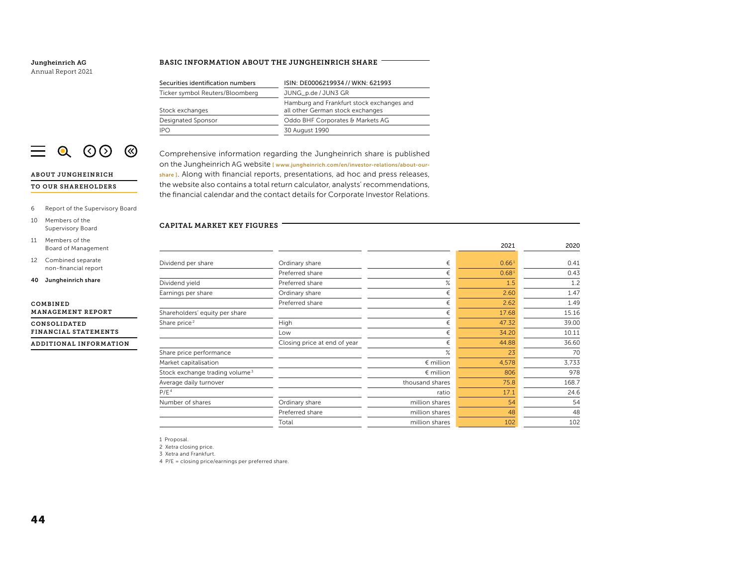## BASIC INFORMATION ABOUT THE JUNGHEINRICH SHARE

| | |
|---|---|
| Securities identification numbers | ISIN: DE0006219934 // WKN: 621993 |
| Ticker symbol Reuters/Bloomberg | JUNG_p.de / JUN3 GR |
| Stock exchanges | Hamburg and Frankfurt stock exchanges and all other German stock exchanges |
| Designated Sponsor | Oddo BHF Corporates & Markets AG |
| IPO | 30 August 1990 |

Comprehensive information regarding the Jungheinrich share is published on the Jungheinrich AG website [ www.jungheinrich.com/en/investor-relations/about-our-share ]. Along with financial reports, presentations, ad hoc and press releases, the website also contains a total return calculator, analysts' recommendations, the financial calendar and the contact details for Corporate Investor Relations.

## CAPITAL MARKET KEY FIGURES

| | | | 2021 | 2020 |
|---|---|---|---|---|
| Dividend per share | Ordinary share | € | 0.66[1] | 0.41 |
| | Preferred share | € | 0.68[1] | 0.43 |
| Dividend yield | Preferred share | % | 1.5 | 1.2 |
| Earnings per share | Ordinary share | € | 2.60 | 1.47 |
| | Preferred share | € | 2.62 | 1.49 |
| Shareholders' equity per share | | € | 17.68 | 15.16 |
| Share price[2] | High | € | 47.32 | 39.00 |
| | Low | € | 34.20 | 10.11 |
| | Closing price at end of year | € | 44.88 | 36.60 |
| Share price performance | | % | 23 | 70 |
| Market capitalisation | | € million | 4,578 | 3,733 |
| Stock exchange trading volume[3] | | € million | 806 | 978 |
| Average daily turnover | | thousand shares | 75.8 | 168.7 |
| P/E[4] | | ratio | 17.1 | 24.6 |
| Number of shares | Ordinary share | million shares | 54 | 54 |
| | Preferred share | million shares | 48 | 48 |
| | Total | million shares | 102 | 102 |

1 Proposal.
2 Xetra closing price.
3 Xetra and Frankfurt.
4 P/E = closing price/earnings per preferred share.